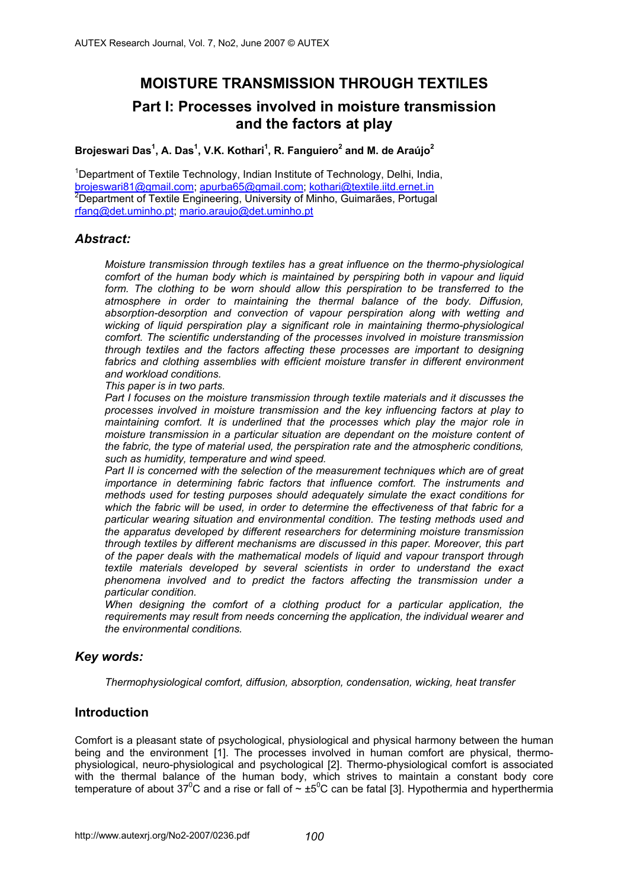# MOISTURE TRANSMISSION THROUGH TEXTILES

## Part I: Processes involved in moisture transmission and the factors at play

**Brojeswari Das[1], A. Das[1], V.K. Kothari[1], R. Fanguiero[2] and M. de Araújo[2]**

[1]Department of Textile Technology, Indian Institute of Technology, Delhi, India, brojeswari81@gmail.com; apurba65@gmail.com; kothari@textile.iitd.ernet.in
[2]Department of Textile Engineering, University of Minho, Guimarães, Portugal rfang@det.uminho.pt; mario.araujo@det.uminho.pt

## *Abstract:*

*Moisture transmission through textiles has a great influence on the thermo-physiological comfort of the human body which is maintained by perspiring both in vapour and liquid form. The clothing to be worn should allow this perspiration to be transferred to the atmosphere in order to maintaining the thermal balance of the body. Diffusion, absorption-desorption and convection of vapour perspiration along with wetting and wicking of liquid perspiration play a significant role in maintaining thermo-physiological comfort. The scientific understanding of the processes involved in moisture transmission through textiles and the factors affecting these processes are important to designing fabrics and clothing assemblies with efficient moisture transfer in different environment and workload conditions.*

*This paper is in two parts.*

*Part I focuses on the moisture transmission through textile materials and it discusses the processes involved in moisture transmission and the key influencing factors at play to maintaining comfort. It is underlined that the processes which play the major role in moisture transmission in a particular situation are dependant on the moisture content of the fabric, the type of material used, the perspiration rate and the atmospheric conditions, such as humidity, temperature and wind speed.*

*Part II is concerned with the selection of the measurement techniques which are of great importance in determining fabric factors that influence comfort. The instruments and methods used for testing purposes should adequately simulate the exact conditions for which the fabric will be used, in order to determine the effectiveness of that fabric for a particular wearing situation and environmental condition. The testing methods used and the apparatus developed by different researchers for determining moisture transmission through textiles by different mechanisms are discussed in this paper. Moreover, this part of the paper deals with the mathematical models of liquid and vapour transport through textile materials developed by several scientists in order to understand the exact phenomena involved and to predict the factors affecting the transmission under a particular condition.*

*When designing the comfort of a clothing product for a particular application, the requirements may result from needs concerning the application, the individual wearer and the environmental conditions.*

## *Key words:*

*Thermophysiological comfort, diffusion, absorption, condensation, wicking, heat transfer*

## Introduction

Comfort is a pleasant state of psychological, physiological and physical harmony between the human being and the environment [1]. The processes involved in human comfort are physical, thermo-physiological, neuro-physiological and psychological [2]. Thermo-physiological comfort is associated with the thermal balance of the human body, which strives to maintain a constant body core temperature of about 37$^0$C and a rise or fall of ~ ±5$^0$C can be fatal [3]. Hypothermia and hyperthermia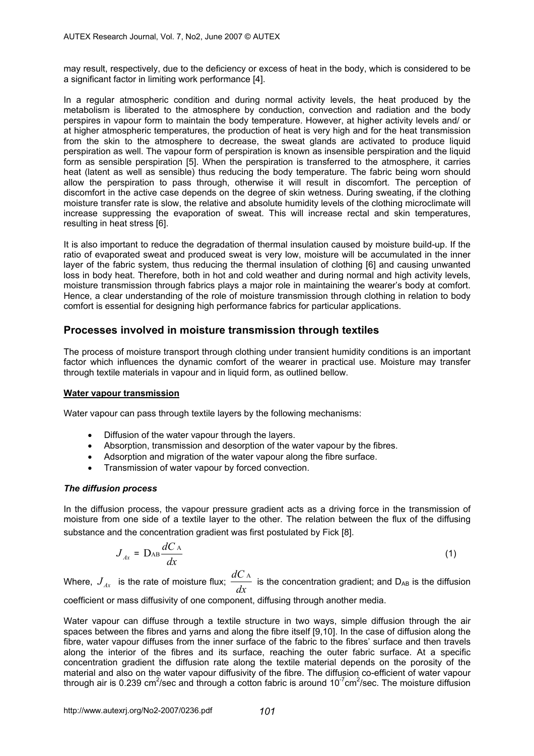may result, respectively, due to the deficiency or excess of heat in the body, which is considered to be a significant factor in limiting work performance [4].

In a regular atmospheric condition and during normal activity levels, the heat produced by the metabolism is liberated to the atmosphere by conduction, convection and radiation and the body perspires in vapour form to maintain the body temperature. However, at higher activity levels and/ or at higher atmospheric temperatures, the production of heat is very high and for the heat transmission from the skin to the atmosphere to decrease, the sweat glands are activated to produce liquid perspiration as well. The vapour form of perspiration is known as insensible perspiration and the liquid form as sensible perspiration [5]. When the perspiration is transferred to the atmosphere, it carries heat (latent as well as sensible) thus reducing the body temperature. The fabric being worn should allow the perspiration to pass through, otherwise it will result in discomfort. The perception of discomfort in the active case depends on the degree of skin wetness. During sweating, if the clothing moisture transfer rate is slow, the relative and absolute humidity levels of the clothing microclimate will increase suppressing the evaporation of sweat. This will increase rectal and skin temperatures, resulting in heat stress [6].

It is also important to reduce the degradation of thermal insulation caused by moisture build-up. If the ratio of evaporated sweat and produced sweat is very low, moisture will be accumulated in the inner layer of the fabric system, thus reducing the thermal insulation of clothing [6] and causing unwanted loss in body heat. Therefore, both in hot and cold weather and during normal and high activity levels, moisture transmission through fabrics plays a major role in maintaining the wearer's body at comfort. Hence, a clear understanding of the role of moisture transmission through clothing in relation to body comfort is essential for designing high performance fabrics for particular applications.

## Processes involved in moisture transmission through textiles

The process of moisture transport through clothing under transient humidity conditions is an important factor which influences the dynamic comfort of the wearer in practical use. Moisture may transfer through textile materials in vapour and in liquid form, as outlined bellow.

### Water vapour transmission

Water vapour can pass through textile layers by the following mechanisms:

- Diffusion of the water vapour through the layers.
- Absorption, transmission and desorption of the water vapour by the fibres.
- Adsorption and migration of the water vapour along the fibre surface.
- Transmission of water vapour by forced convection.

#### *The diffusion process*

In the diffusion process, the vapour pressure gradient acts as a driving force in the transmission of moisture from one side of a textile layer to the other. The relation between the flux of the diffusing substance and the concentration gradient was first postulated by Fick [8].

$$J_{Ax} = D_{AB} \frac{dC_A}{dx} \tag{1}$$

Where, $J_{Ax}$ is the rate of moisture flux; $\frac{dC_A}{dx}$ is the concentration gradient; and $D_{AB}$ is the diffusion coefficient or mass diffusivity of one component, diffusing through another media.

Water vapour can diffuse through a textile structure in two ways, simple diffusion through the air spaces between the fibres and yarns and along the fibre itself [9,10]. In the case of diffusion along the fibre, water vapour diffuses from the inner surface of the fabric to the fibres' surface and then travels along the interior of the fibres and its surface, reaching the outer fabric surface. At a specific concentration gradient the diffusion rate along the textile material depends on the porosity of the material and also on the water vapour diffusivity of the fibre. The diffusion co-efficient of water vapour through air is 0.239 $cm^2$/sec and through a cotton fabric is around $10^{-7}cm^2$/sec. The moisture diffusion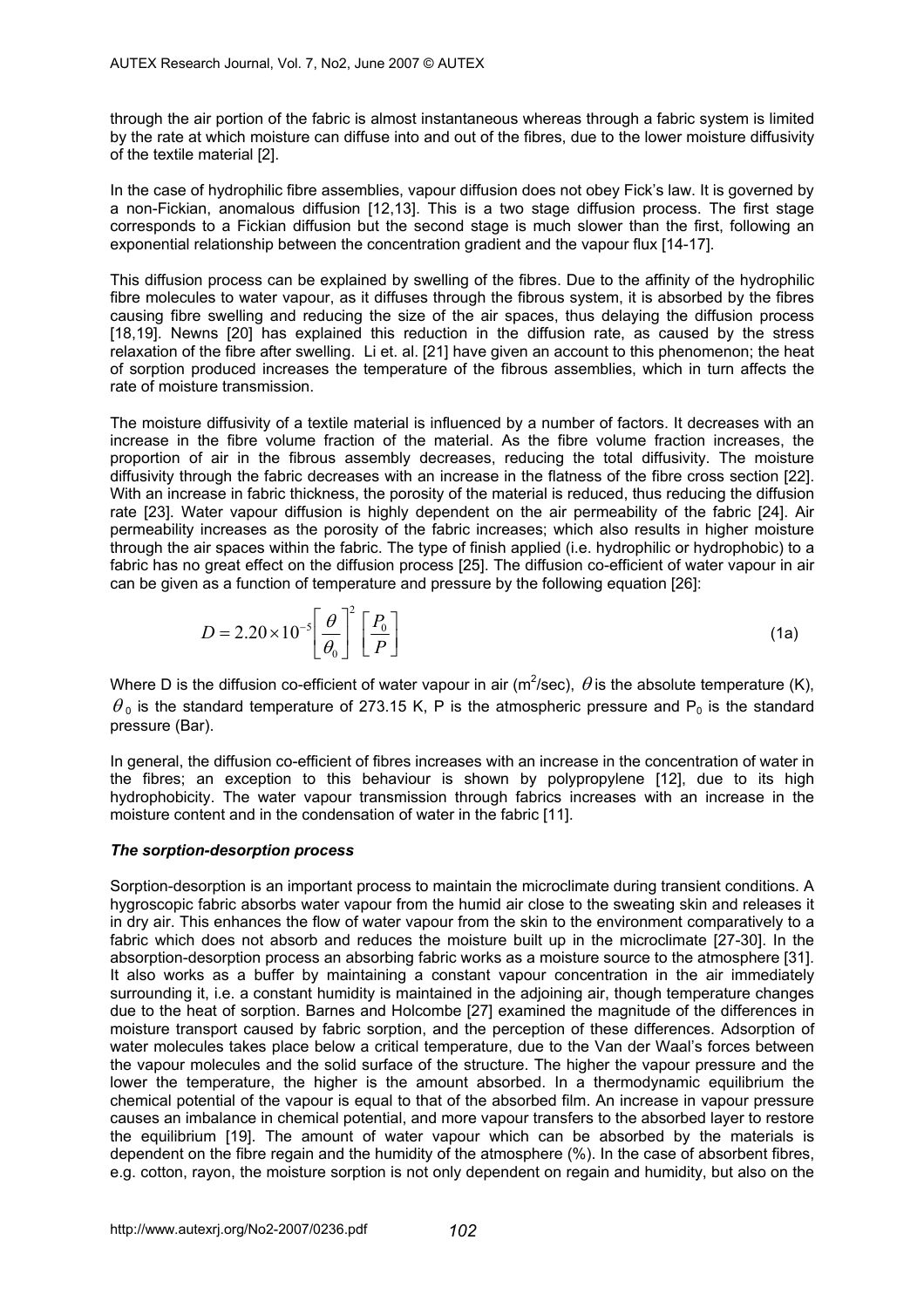through the air portion of the fabric is almost instantaneous whereas through a fabric system is limited by the rate at which moisture can diffuse into and out of the fibres, due to the lower moisture diffusivity of the textile material [2].

In the case of hydrophilic fibre assemblies, vapour diffusion does not obey Fick's law. It is governed by a non-Fickian, anomalous diffusion [12,13]. This is a two stage diffusion process. The first stage corresponds to a Fickian diffusion but the second stage is much slower than the first, following an exponential relationship between the concentration gradient and the vapour flux [14-17].

This diffusion process can be explained by swelling of the fibres. Due to the affinity of the hydrophilic fibre molecules to water vapour, as it diffuses through the fibrous system, it is absorbed by the fibres causing fibre swelling and reducing the size of the air spaces, thus delaying the diffusion process [18,19]. Newns [20] has explained this reduction in the diffusion rate, as caused by the stress relaxation of the fibre after swelling. Li et. al. [21] have given an account to this phenomenon; the heat of sorption produced increases the temperature of the fibrous assemblies, which in turn affects the rate of moisture transmission.

The moisture diffusivity of a textile material is influenced by a number of factors. It decreases with an increase in the fibre volume fraction of the material. As the fibre volume fraction increases, the proportion of air in the fibrous assembly decreases, reducing the total diffusivity. The moisture diffusivity through the fabric decreases with an increase in the flatness of the fibre cross section [22]. With an increase in fabric thickness, the porosity of the material is reduced, thus reducing the diffusion rate [23]. Water vapour diffusion is highly dependent on the air permeability of the fabric [24]. Air permeability increases as the porosity of the fabric increases; which also results in higher moisture through the air spaces within the fabric. The type of finish applied (i.e. hydrophilic or hydrophobic) to a fabric has no great effect on the diffusion process [25]. The diffusion co-efficient of water vapour in air can be given as a function of temperature and pressure by the following equation [26]:

$$D = 2.20 \times 10^{-5} \left[ \frac{\theta}{\theta_0} \right]^2 \left[ \frac{P_0}{P} \right] \tag{1a}$$

Where D is the diffusion co-efficient of water vapour in air ($m^2$/sec), $\theta$ is the absolute temperature (K), $\theta_0$ is the standard temperature of 273.15 K, P is the atmospheric pressure and $P_0$ is the standard pressure (Bar).

In general, the diffusion co-efficient of fibres increases with an increase in the concentration of water in the fibres; an exception to this behaviour is shown by polypropylene [12], due to its high hydrophobicity. The water vapour transmission through fabrics increases with an increase in the moisture content and in the condensation of water in the fabric [11].

### *The sorption-desorption process*

Sorption-desorption is an important process to maintain the microclimate during transient conditions. A hygroscopic fabric absorbs water vapour from the humid air close to the sweating skin and releases it in dry air. This enhances the flow of water vapour from the skin to the environment comparatively to a fabric which does not absorb and reduces the moisture built up in the microclimate [27-30]. In the absorption-desorption process an absorbing fabric works as a moisture source to the atmosphere [31]. It also works as a buffer by maintaining a constant vapour concentration in the air immediately surrounding it, i.e. a constant humidity is maintained in the adjoining air, though temperature changes due to the heat of sorption. Barnes and Holcombe [27] examined the magnitude of the differences in moisture transport caused by fabric sorption, and the perception of these differences. Adsorption of water molecules takes place below a critical temperature, due to the Van der Waal's forces between the vapour molecules and the solid surface of the structure. The higher the vapour pressure and the lower the temperature, the higher is the amount absorbed. In a thermodynamic equilibrium the chemical potential of the vapour is equal to that of the absorbed film. An increase in vapour pressure causes an imbalance in chemical potential, and more vapour transfers to the absorbed layer to restore the equilibrium [19]. The amount of water vapour which can be absorbed by the materials is dependent on the fibre regain and the humidity of the atmosphere (%). In the case of absorbent fibres, e.g. cotton, rayon, the moisture sorption is not only dependent on regain and humidity, but also on the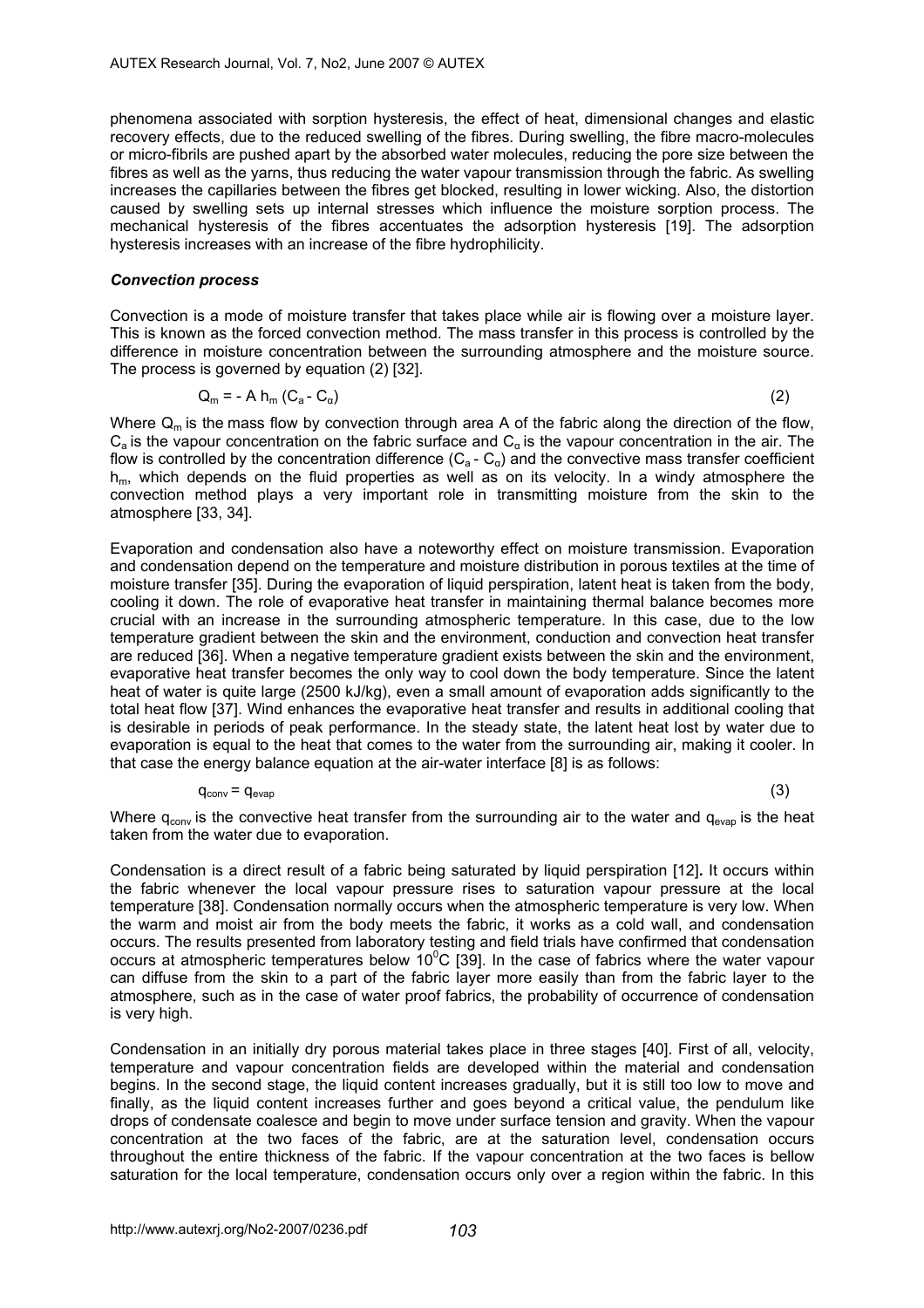phenomena associated with sorption hysteresis, the effect of heat, dimensional changes and elastic recovery effects, due to the reduced swelling of the fibres. During swelling, the fibre macro-molecules or micro-fibrils are pushed apart by the absorbed water molecules, reducing the pore size between the fibres as well as the yarns, thus reducing the water vapour transmission through the fabric. As swelling increases the capillaries between the fibres get blocked, resulting in lower wicking. Also, the distortion caused by swelling sets up internal stresses which influence the moisture sorption process. The mechanical hysteresis of the fibres accentuates the adsorption hysteresis [19]. The adsorption hysteresis increases with an increase of the fibre hydrophilicity.

### *Convection process*

Convection is a mode of moisture transfer that takes place while air is flowing over a moisture layer. This is known as the forced convection method. The mass transfer in this process is controlled by the difference in moisture concentration between the surrounding atmosphere and the moisture source. The process is governed by equation (2) [32].

$$Q_m = - A\, h_m\, (C_a - C_\alpha) \tag{2}$$

Where $Q_m$ is the mass flow by convection through area A of the fabric along the direction of the flow, $C_a$ is the vapour concentration on the fabric surface and $C_\alpha$ is the vapour concentration in the air. The flow is controlled by the concentration difference ($C_a - C_\alpha$) and the convective mass transfer coefficient $h_m$, which depends on the fluid properties as well as on its velocity. In a windy atmosphere the convection method plays a very important role in transmitting moisture from the skin to the atmosphere [33, 34].

Evaporation and condensation also have a noteworthy effect on moisture transmission. Evaporation and condensation depend on the temperature and moisture distribution in porous textiles at the time of moisture transfer [35]. During the evaporation of liquid perspiration, latent heat is taken from the body, cooling it down. The role of evaporative heat transfer in maintaining thermal balance becomes more crucial with an increase in the surrounding atmospheric temperature. In this case, due to the low temperature gradient between the skin and the environment, conduction and convection heat transfer are reduced [36]. When a negative temperature gradient exists between the skin and the environment, evaporative heat transfer becomes the only way to cool down the body temperature. Since the latent heat of water is quite large (2500 kJ/kg), even a small amount of evaporation adds significantly to the total heat flow [37]. Wind enhances the evaporative heat transfer and results in additional cooling that is desirable in periods of peak performance. In the steady state, the latent heat lost by water due to evaporation is equal to the heat that comes to the water from the surrounding air, making it cooler. In that case the energy balance equation at the air-water interface [8] is as follows:

$$q_{conv} = q_{evap} \tag{3}$$

Where $q_{conv}$ is the convective heat transfer from the surrounding air to the water and $q_{evap}$ is the heat taken from the water due to evaporation.

Condensation is a direct result of a fabric being saturated by liquid perspiration [12]**.** It occurs within the fabric whenever the local vapour pressure rises to saturation vapour pressure at the local temperature [38]. Condensation normally occurs when the atmospheric temperature is very low. When the warm and moist air from the body meets the fabric, it works as a cold wall, and condensation occurs. The results presented from laboratory testing and field trials have confirmed that condensation occurs at atmospheric temperatures below $10^0$C [39]. In the case of fabrics where the water vapour can diffuse from the skin to a part of the fabric layer more easily than from the fabric layer to the atmosphere, such as in the case of water proof fabrics, the probability of occurrence of condensation is very high.

Condensation in an initially dry porous material takes place in three stages [40]. First of all, velocity, temperature and vapour concentration fields are developed within the material and condensation begins. In the second stage, the liquid content increases gradually, but it is still too low to move and finally, as the liquid content increases further and goes beyond a critical value, the pendulum like drops of condensate coalesce and begin to move under surface tension and gravity. When the vapour concentration at the two faces of the fabric, are at the saturation level, condensation occurs throughout the entire thickness of the fabric. If the vapour concentration at the two faces is bellow saturation for the local temperature, condensation occurs only over a region within the fabric. In this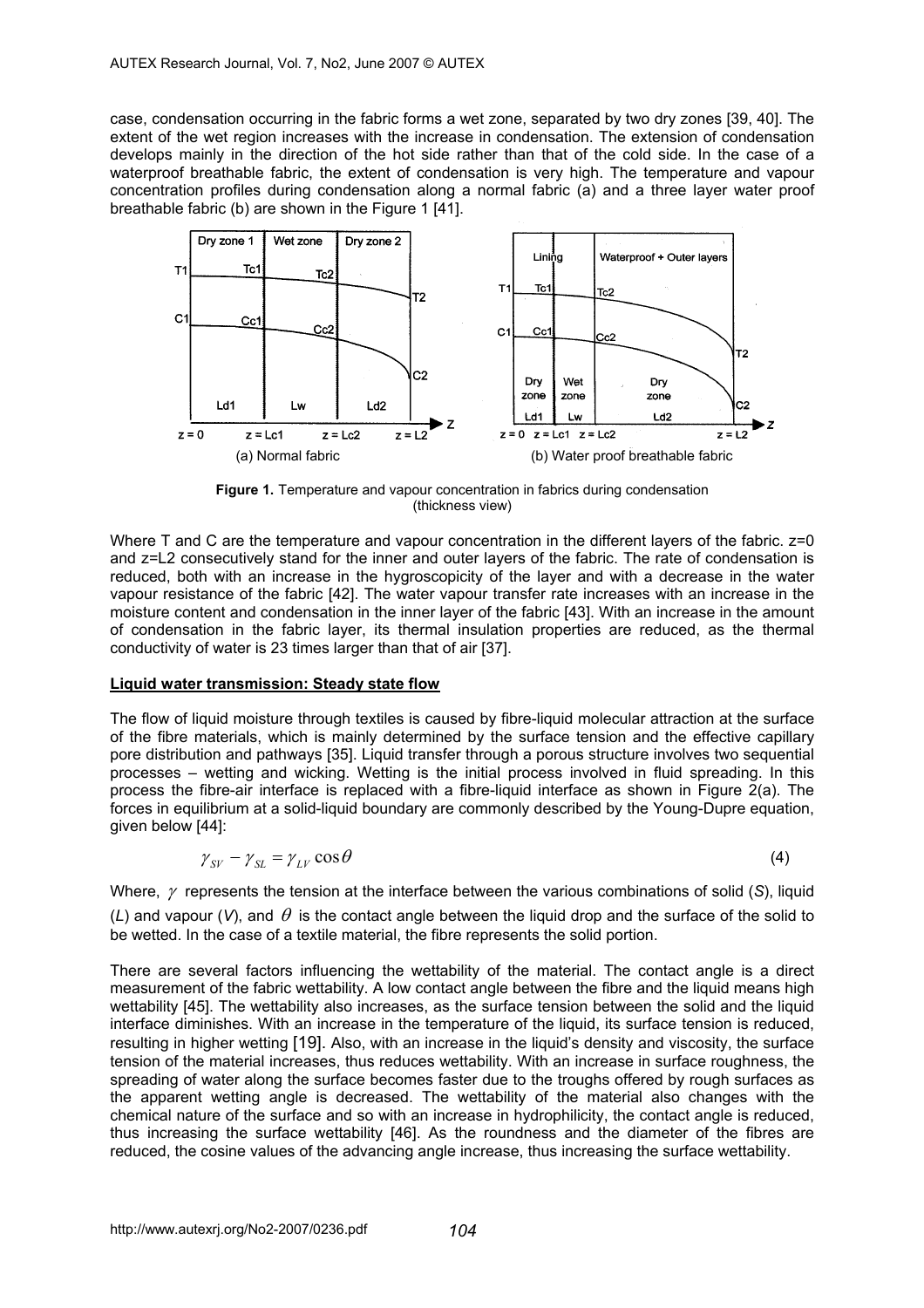case, condensation occurring in the fabric forms a wet zone, separated by two dry zones [39, 40]. The extent of the wet region increases with the increase in condensation. The extension of condensation develops mainly in the direction of the hot side rather than that of the cold side. In the case of a waterproof breathable fabric, the extent of condensation is very high. The temperature and vapour concentration profiles during condensation along a normal fabric (a) and a three layer water proof breathable fabric (b) are shown in the Figure 1 [41].

**Figure 1.** Temperature and vapour concentration in fabrics during condensation (thickness view)

Where T and C are the temperature and vapour concentration in the different layers of the fabric. z=0 and z=L2 consecutively stand for the inner and outer layers of the fabric. The rate of condensation is reduced, both with an increase in the hygroscopicity of the layer and with a decrease in the water vapour resistance of the fabric [42]. The water vapour transfer rate increases with an increase in the moisture content and condensation in the inner layer of the fabric [43]. With an increase in the amount of condensation in the fabric layer, its thermal insulation properties are reduced, as the thermal conductivity of water is 23 times larger than that of air [37].

## Liquid water transmission: Steady state flow

The flow of liquid moisture through textiles is caused by fibre-liquid molecular attraction at the surface of the fibre materials, which is mainly determined by the surface tension and the effective capillary pore distribution and pathways [35]. Liquid transfer through a porous structure involves two sequential processes – wetting and wicking. Wetting is the initial process involved in fluid spreading. In this process the fibre-air interface is replaced with a fibre-liquid interface as shown in Figure 2(a). The forces in equilibrium at a solid-liquid boundary are commonly described by the Young-Dupre equation, given below [44]:

$$\gamma_{SV} - \gamma_{SL} = \gamma_{LV} \cos\theta \tag{4}$$

Where, $\gamma$ represents the tension at the interface between the various combinations of solid (*S*), liquid (*L*) and vapour (*V*), and $\theta$ is the contact angle between the liquid drop and the surface of the solid to be wetted. In the case of a textile material, the fibre represents the solid portion.

There are several factors influencing the wettability of the material. The contact angle is a direct measurement of the fabric wettability. A low contact angle between the fibre and the liquid means high wettability [45]. The wettability also increases, as the surface tension between the solid and the liquid interface diminishes. With an increase in the temperature of the liquid, its surface tension is reduced, resulting in higher wetting [19]. Also, with an increase in the liquid's density and viscosity, the surface tension of the material increases, thus reduces wettability. With an increase in surface roughness, the spreading of water along the surface becomes faster due to the troughs offered by rough surfaces as the apparent wetting angle is decreased. The wettability of the material also changes with the chemical nature of the surface and so with an increase in hydrophilicity, the contact angle is reduced, thus increasing the surface wettability [46]. As the roundness and the diameter of the fibres are reduced, the cosine values of the advancing angle increase, thus increasing the surface wettability.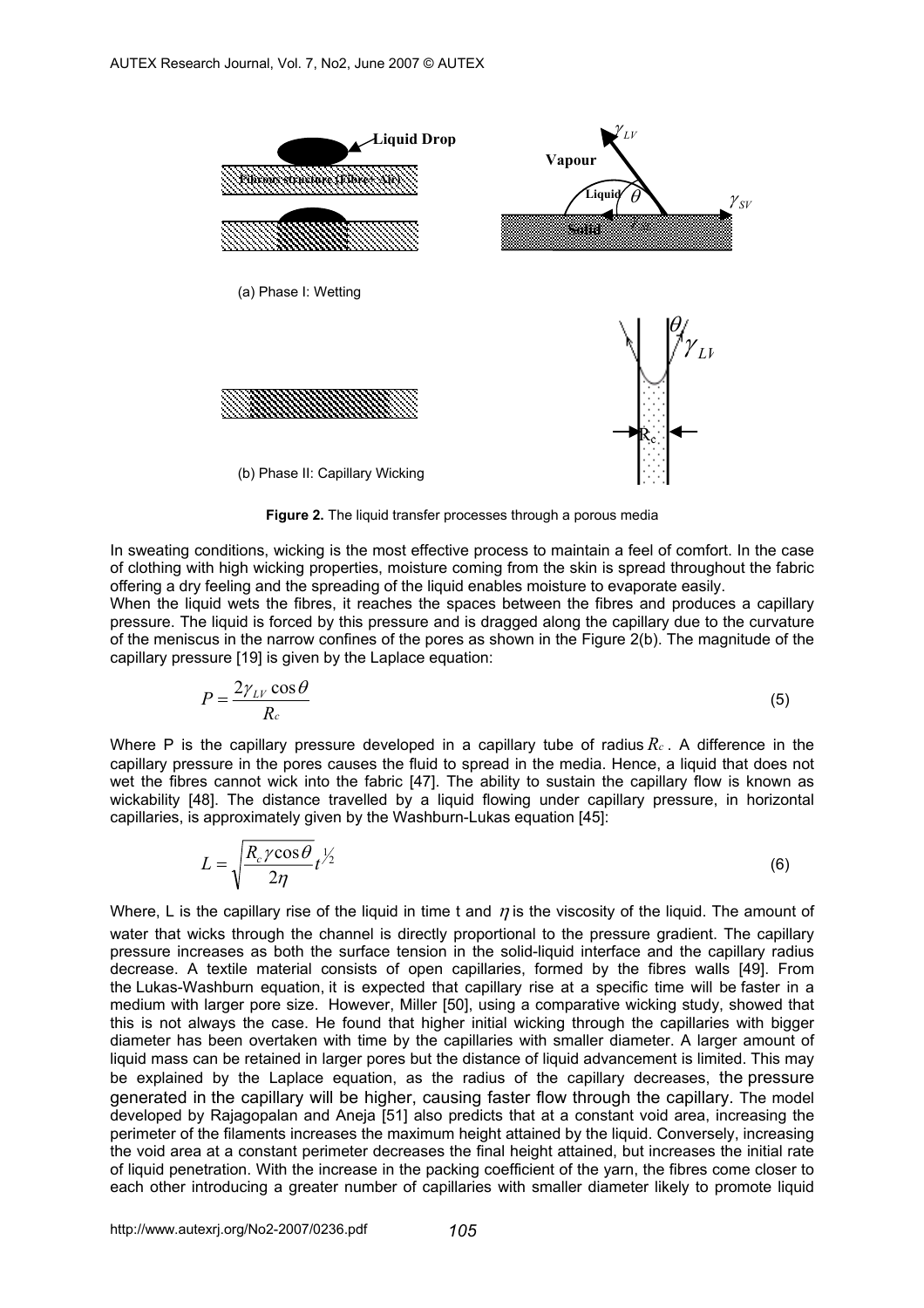(a) Phase I: Wetting

(b) Phase II: Capillary Wicking

**Figure 2.** The liquid transfer processes through a porous media

In sweating conditions, wicking is the most effective process to maintain a feel of comfort. In the case of clothing with high wicking properties, moisture coming from the skin is spread throughout the fabric offering a dry feeling and the spreading of the liquid enables moisture to evaporate easily.

When the liquid wets the fibres, it reaches the spaces between the fibres and produces a capillary pressure. The liquid is forced by this pressure and is dragged along the capillary due to the curvature of the meniscus in the narrow confines of the pores as shown in the Figure 2(b). The magnitude of the capillary pressure [19] is given by the Laplace equation:

$$P = \frac{2\gamma_{LV}\cos\theta}{R_c} \tag{5}$$

Where P is the capillary pressure developed in a capillary tube of radius $R_c$. A difference in the capillary pressure in the pores causes the fluid to spread in the media. Hence, a liquid that does not wet the fibres cannot wick into the fabric [47]. The ability to sustain the capillary flow is known as wickability [48]. The distance travelled by a liquid flowing under capillary pressure, in horizontal capillaries, is approximately given by the Washburn-Lukas equation [45]:

$$L = \sqrt{\frac{R_c\gamma\cos\theta}{2\eta}}t^{1/2} \tag{6}$$

Where, L is the capillary rise of the liquid in time t and $\eta$ is the viscosity of the liquid. The amount of water that wicks through the channel is directly proportional to the pressure gradient. The capillary pressure increases as both the surface tension in the solid-liquid interface and the capillary radius decrease. A textile material consists of open capillaries, formed by the fibres walls [49]. From the Lukas-Washburn equation, it is expected that capillary rise at a specific time will be faster in a medium with larger pore size. However, Miller [50], using a comparative wicking study, showed that this is not always the case. He found that higher initial wicking through the capillaries with bigger diameter has been overtaken with time by the capillaries with smaller diameter. A larger amount of liquid mass can be retained in larger pores but the distance of liquid advancement is limited. This may be explained by the Laplace equation, as the radius of the capillary decreases, the pressure generated in the capillary will be higher, causing faster flow through the capillary. The model developed by Rajagopalan and Aneja [51] also predicts that at a constant void area, increasing the perimeter of the filaments increases the maximum height attained by the liquid. Conversely, increasing the void area at a constant perimeter decreases the final height attained, but increases the initial rate of liquid penetration. With the increase in the packing coefficient of the yarn, the fibres come closer to each other introducing a greater number of capillaries with smaller diameter likely to promote liquid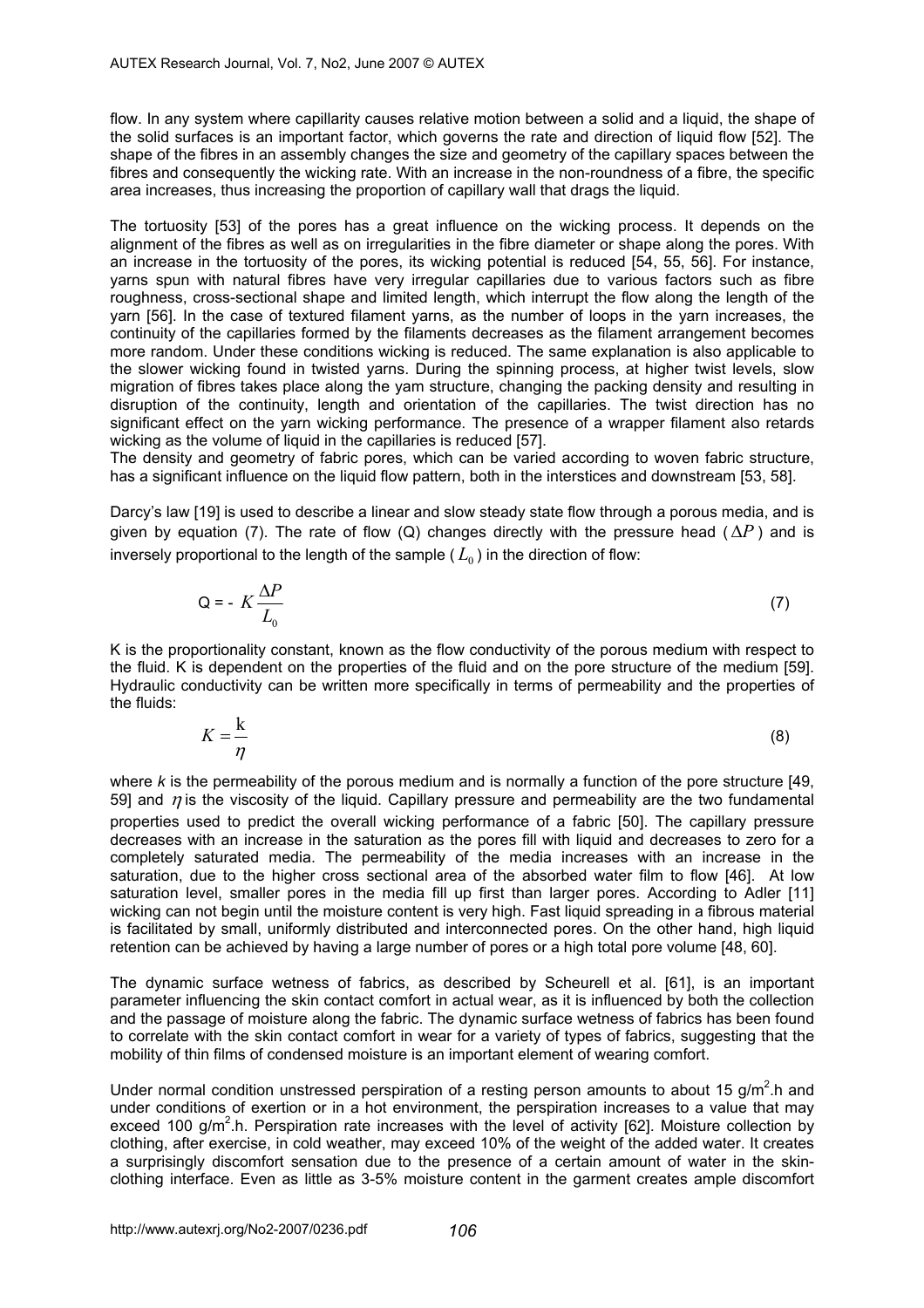flow. In any system where capillarity causes relative motion between a solid and a liquid, the shape of the solid surfaces is an important factor, which governs the rate and direction of liquid flow [52]. The shape of the fibres in an assembly changes the size and geometry of the capillary spaces between the fibres and consequently the wicking rate. With an increase in the non-roundness of a fibre, the specific area increases, thus increasing the proportion of capillary wall that drags the liquid.

The tortuosity [53] of the pores has a great influence on the wicking process. It depends on the alignment of the fibres as well as on irregularities in the fibre diameter or shape along the pores. With an increase in the tortuosity of the pores, its wicking potential is reduced [54, 55, 56]. For instance, yarns spun with natural fibres have very irregular capillaries due to various factors such as fibre roughness, cross-sectional shape and limited length, which interrupt the flow along the length of the yarn [56]. In the case of textured filament yarns, as the number of loops in the yarn increases, the continuity of the capillaries formed by the filaments decreases as the filament arrangement becomes more random. Under these conditions wicking is reduced. The same explanation is also applicable to the slower wicking found in twisted yarns. During the spinning process, at higher twist levels, slow migration of fibres takes place along the yam structure, changing the packing density and resulting in disruption of the continuity, length and orientation of the capillaries. The twist direction has no significant effect on the yarn wicking performance. The presence of a wrapper filament also retards wicking as the volume of liquid in the capillaries is reduced [57].
The density and geometry of fabric pores, which can be varied according to woven fabric structure, has a significant influence on the liquid flow pattern, both in the interstices and downstream [53, 58].

Darcy's law [19] is used to describe a linear and slow steady state flow through a porous media, and is given by equation (7). The rate of flow (Q) changes directly with the pressure head ($\Delta P$) and is inversely proportional to the length of the sample ($L_0$) in the direction of flow:

$$Q = -K\frac{\Delta P}{L_0} \tag{7}$$

K is the proportionality constant, known as the flow conductivity of the porous medium with respect to the fluid. K is dependent on the properties of the fluid and on the pore structure of the medium [59]. Hydraulic conductivity can be written more specifically in terms of permeability and the properties of the fluids:

$$K = \frac{k}{\eta} \tag{8}$$

where *k* is the permeability of the porous medium and is normally a function of the pore structure [49, 59] and $\eta$ is the viscosity of the liquid. Capillary pressure and permeability are the two fundamental properties used to predict the overall wicking performance of a fabric [50]. The capillary pressure decreases with an increase in the saturation as the pores fill with liquid and decreases to zero for a completely saturated media. The permeability of the media increases with an increase in the saturation, due to the higher cross sectional area of the absorbed water film to flow [46]. At low saturation level, smaller pores in the media fill up first than larger pores. According to Adler [11] wicking can not begin until the moisture content is very high. Fast liquid spreading in a fibrous material is facilitated by small, uniformly distributed and interconnected pores. On the other hand, high liquid retention can be achieved by having a large number of pores or a high total pore volume [48, 60].

The dynamic surface wetness of fabrics, as described by Scheurell et al. [61], is an important parameter influencing the skin contact comfort in actual wear, as it is influenced by both the collection and the passage of moisture along the fabric. The dynamic surface wetness of fabrics has been found to correlate with the skin contact comfort in wear for a variety of types of fabrics, suggesting that the mobility of thin films of condensed moisture is an important element of wearing comfort.

Under normal condition unstressed perspiration of a resting person amounts to about 15 $g/m^2$.h and under conditions of exertion or in a hot environment, the perspiration increases to a value that may exceed 100 $g/m^2$.h. Perspiration rate increases with the level of activity [62]. Moisture collection by clothing, after exercise, in cold weather, may exceed 10% of the weight of the added water. It creates a surprisingly discomfort sensation due to the presence of a certain amount of water in the skin-clothing interface. Even as little as 3-5% moisture content in the garment creates ample discomfort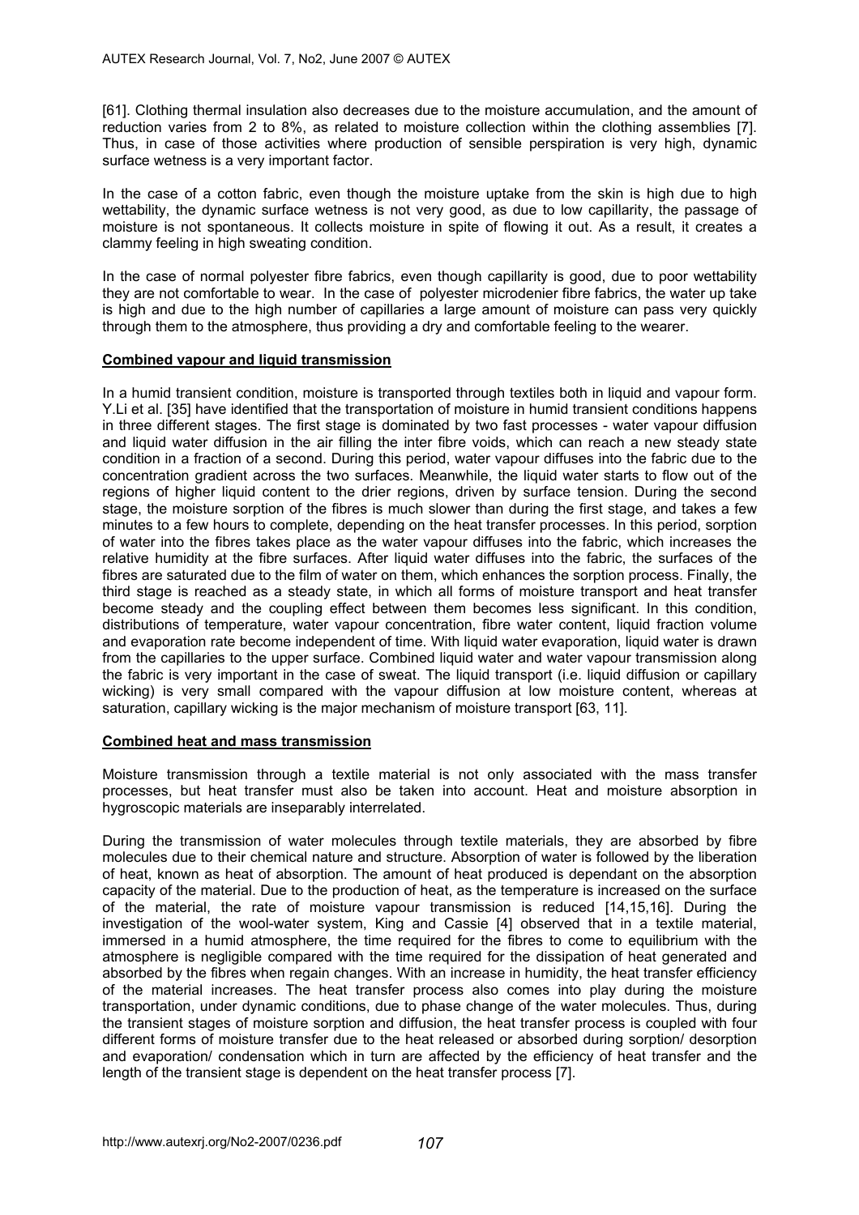[61]. Clothing thermal insulation also decreases due to the moisture accumulation, and the amount of reduction varies from 2 to 8%, as related to moisture collection within the clothing assemblies [7]. Thus, in case of those activities where production of sensible perspiration is very high, dynamic surface wetness is a very important factor.

In the case of a cotton fabric, even though the moisture uptake from the skin is high due to high wettability, the dynamic surface wetness is not very good, as due to low capillarity, the passage of moisture is not spontaneous. It collects moisture in spite of flowing it out. As a result, it creates a clammy feeling in high sweating condition.

In the case of normal polyester fibre fabrics, even though capillarity is good, due to poor wettability they are not comfortable to wear. In the case of polyester microdenier fibre fabrics, the water up take is high and due to the high number of capillaries a large amount of moisture can pass very quickly through them to the atmosphere, thus providing a dry and comfortable feeling to the wearer.

## Combined vapour and liquid transmission

In a humid transient condition, moisture is transported through textiles both in liquid and vapour form. Y.Li et al. [35] have identified that the transportation of moisture in humid transient conditions happens in three different stages. The first stage is dominated by two fast processes - water vapour diffusion and liquid water diffusion in the air filling the inter fibre voids, which can reach a new steady state condition in a fraction of a second. During this period, water vapour diffuses into the fabric due to the concentration gradient across the two surfaces. Meanwhile, the liquid water starts to flow out of the regions of higher liquid content to the drier regions, driven by surface tension. During the second stage, the moisture sorption of the fibres is much slower than during the first stage, and takes a few minutes to a few hours to complete, depending on the heat transfer processes. In this period, sorption of water into the fibres takes place as the water vapour diffuses into the fabric, which increases the relative humidity at the fibre surfaces. After liquid water diffuses into the fabric, the surfaces of the fibres are saturated due to the film of water on them, which enhances the sorption process. Finally, the third stage is reached as a steady state, in which all forms of moisture transport and heat transfer become steady and the coupling effect between them becomes less significant. In this condition, distributions of temperature, water vapour concentration, fibre water content, liquid fraction volume and evaporation rate become independent of time. With liquid water evaporation, liquid water is drawn from the capillaries to the upper surface. Combined liquid water and water vapour transmission along the fabric is very important in the case of sweat. The liquid transport (i.e. liquid diffusion or capillary wicking) is very small compared with the vapour diffusion at low moisture content, whereas at saturation, capillary wicking is the major mechanism of moisture transport [63, 11].

## Combined heat and mass transmission

Moisture transmission through a textile material is not only associated with the mass transfer processes, but heat transfer must also be taken into account. Heat and moisture absorption in hygroscopic materials are inseparably interrelated.

During the transmission of water molecules through textile materials, they are absorbed by fibre molecules due to their chemical nature and structure. Absorption of water is followed by the liberation of heat, known as heat of absorption. The amount of heat produced is dependant on the absorption capacity of the material. Due to the production of heat, as the temperature is increased on the surface of the material, the rate of moisture vapour transmission is reduced [14,15,16]. During the investigation of the wool-water system, King and Cassie [4] observed that in a textile material, immersed in a humid atmosphere, the time required for the fibres to come to equilibrium with the atmosphere is negligible compared with the time required for the dissipation of heat generated and absorbed by the fibres when regain changes. With an increase in humidity, the heat transfer efficiency of the material increases. The heat transfer process also comes into play during the moisture transportation, under dynamic conditions, due to phase change of the water molecules. Thus, during the transient stages of moisture sorption and diffusion, the heat transfer process is coupled with four different forms of moisture transfer due to the heat released or absorbed during sorption/ desorption and evaporation/ condensation which in turn are affected by the efficiency of heat transfer and the length of the transient stage is dependent on the heat transfer process [7].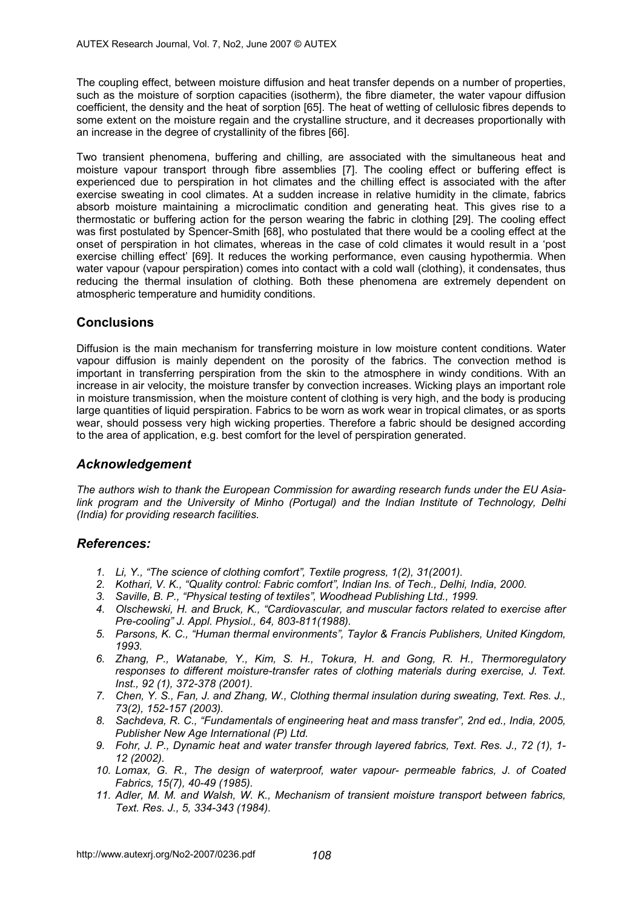The coupling effect, between moisture diffusion and heat transfer depends on a number of properties, such as the moisture of sorption capacities (isotherm), the fibre diameter, the water vapour diffusion coefficient, the density and the heat of sorption [65]. The heat of wetting of cellulosic fibres depends to some extent on the moisture regain and the crystalline structure, and it decreases proportionally with an increase in the degree of crystallinity of the fibres [66].

Two transient phenomena, buffering and chilling, are associated with the simultaneous heat and moisture vapour transport through fibre assemblies [7]. The cooling effect or buffering effect is experienced due to perspiration in hot climates and the chilling effect is associated with the after exercise sweating in cool climates. At a sudden increase in relative humidity in the climate, fabrics absorb moisture maintaining a microclimatic condition and generating heat. This gives rise to a thermostatic or buffering action for the person wearing the fabric in clothing [29]. The cooling effect was first postulated by Spencer-Smith [68], who postulated that there would be a cooling effect at the onset of perspiration in hot climates, whereas in the case of cold climates it would result in a 'post exercise chilling effect' [69]. It reduces the working performance, even causing hypothermia. When water vapour (vapour perspiration) comes into contact with a cold wall (clothing), it condensates, thus reducing the thermal insulation of clothing. Both these phenomena are extremely dependent on atmospheric temperature and humidity conditions.

## Conclusions

Diffusion is the main mechanism for transferring moisture in low moisture content conditions. Water vapour diffusion is mainly dependent on the porosity of the fabrics. The convection method is important in transferring perspiration from the skin to the atmosphere in windy conditions. With an increase in air velocity, the moisture transfer by convection increases. Wicking plays an important role in moisture transmission, when the moisture content of clothing is very high, and the body is producing large quantities of liquid perspiration. Fabrics to be worn as work wear in tropical climates, or as sports wear, should possess very high wicking properties. Therefore a fabric should be designed according to the area of application, e.g. best comfort for the level of perspiration generated.

## *Acknowledgement*

*The authors wish to thank the European Commission for awarding research funds under the EU Asia-link program and the University of Minho (Portugal) and the Indian Institute of Technology, Delhi (India) for providing research facilities.*

## *References:*

1. *Li, Y., "The science of clothing comfort", Textile progress, 1(2), 31(2001).*
2. *Kothari, V. K., "Quality control: Fabric comfort", Indian Ins. of Tech., Delhi, India, 2000.*
3. *Saville, B. P., "Physical testing of textiles", Woodhead Publishing Ltd., 1999.*
4. *Olschewski, H. and Bruck, K., "Cardiovascular, and muscular factors related to exercise after Pre-cooling" J. Appl. Physiol., 64, 803-811(1988).*
5. *Parsons, K. C., "Human thermal environments", Taylor & Francis Publishers, United Kingdom, 1993.*
6. *Zhang, P., Watanabe, Y., Kim, S. H., Tokura, H. and Gong, R. H., Thermoregulatory responses to different moisture-transfer rates of clothing materials during exercise, J. Text. Inst., 92 (1), 372-378 (2001).*
7. *Chen, Y. S., Fan, J. and Zhang, W., Clothing thermal insulation during sweating, Text. Res. J., 73(2), 152-157 (2003).*
8. *Sachdeva, R. C., "Fundamentals of engineering heat and mass transfer", 2nd ed., India, 2005, Publisher New Age International (P) Ltd.*
9. *Fohr, J. P., Dynamic heat and water transfer through layered fabrics, Text. Res. J., 72 (1), 1-12 (2002).*
10. *Lomax, G. R., The design of waterproof, water vapour- permeable fabrics, J. of Coated Fabrics, 15(7), 40-49 (1985).*
11. *Adler, M. M. and Walsh, W. K., Mechanism of transient moisture transport between fabrics, Text. Res. J., 5, 334-343 (1984).*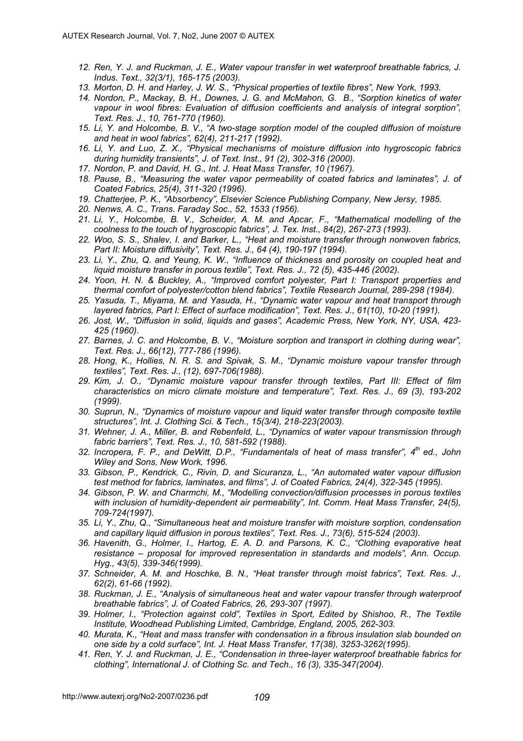12. *Ren, Y. J. and Ruckman, J. E., Water vapour transfer in wet waterproof breathable fabrics, J. Indus. Text., 32(3/1), 165-175 (2003).*
13. *Morton, D. H. and Harley, J. W. S., "Physical properties of textile fibres", New York, 1993.*
14. *Nordon, P., Mackay, B. H., Downes, J. G. and McMahon, G. B., "Sorption kinetics of water vapour in wool fibres: Evaluation of diffusion coefficients and analysis of integral sorption", Text. Res. J., 10, 761-770 (1960).*
15. *Li, Y. and Holcombe, B. V., "A two-stage sorption model of the coupled diffusion of moisture and heat in wool fabrics", 62(4), 211-217 (1992).*
16. *Li, Y. and Luo, Z. X., "Physical mechanisms of moisture diffusion into hygroscopic fabrics during humidity transients", J. of Text. Inst., 91 (2), 302-316 (2000).*
17. *Nordon, P. and David, H. G., Int. J. Heat Mass Transfer, 10 (1967).*
18. *Pause, B., "Measuring the water vapor permeability of coated fabrics and laminates", J. of Coated Fabrics, 25(4), 311-320 (1996).*
19. *Chatterjee, P. K., "Absorbency", Elsevier Science Publishing Company, New Jersy, 1985.*
20. *Nenws, A. C., Trans. Faraday Soc., 52, 1533 (1956).*
21. *Li, Y., Holcombe, B. V., Scheider, A. M. and Apcar, F., "Mathematical modelling of the coolness to the touch of hygroscopic fabrics", J. Tex. Inst., 84(2), 267-273 (1993).*
22. *Woo, S. S., Shalev, I. and Barker, L., "Heat and moisture transfer through nonwoven fabrics, Part II: Moisture diffusivity", Text. Res. J., 64 (4), 190-197 (1994).*
23. *Li, Y., Zhu, Q. and Yeung, K. W., "Influence of thickness and porosity on coupled heat and liquid moisture transfer in porous textile", Text. Res. J., 72 (5), 435-446 (2002).*
24. *Yoon, H. N. & Buckley, A., "Improved comfort polyester, Part I: Transport properties and thermal comfort of polyester/cotton blend fabrics", Textile Research Journal, 289-298 (1984).*
25. *Yasuda, T., Miyama, M. and Yasuda, H., "Dynamic water vapour and heat transport through layered fabrics, Part I: Effect of surface modification", Text. Res. J., 61(10), 10-20 (1991).*
26. *Jost, W., "Diffusion in solid, liquids and gases", Academic Press, New York, NY, USA, 423-425 (1960).*
27. *Barnes, J. C. and Holcombe, B. V., "Moisture sorption and transport in clothing during wear", Text. Res. J., 66(12), 777-786 (1996).*
28. *Hong, K., Hollies, N. R. S. and Spivak, S. M., "Dynamic moisture vapour transfer through textiles", Text. Res. J., (12), 697-706(1988).*
29. *Kim, J. O., "Dynamic moisture vapour transfer through textiles, Part III: Effect of film characteristics on micro climate moisture and temperature", Text. Res. J., 69 (3), 193-202 (1999).*
30. *Suprun, N., "Dynamics of moisture vapour and liquid water transfer through composite textile structures", Int. J. Clothing Sci. & Tech., 15(3/4), 218-223(2003).*
31. *Wehner, J. A., Miller, B. and Rebenfeld, L., "Dynamics of water vapour transmission through fabric barriers", Text. Res. J., 10, 581-592 (1988).*
32. *Incropera, F. P., and DeWitt, D.P., "Fundamentals of heat of mass transfer", 4th ed., John Wiley and Sons, New Work, 1996.*
33. *Gibson, P., Kendrick, C., Rivin, D. and Sicuranza, L., "An automated water vapour diffusion test method for fabrics, laminates, and films", J. of Coated Fabrics, 24(4), 322-345 (1995).*
34. *Gibson, P. W. and Charmchi, M., "Modelling convection/diffusion processes in porous textiles with inclusion of humidity-dependent air permeability", Int. Comm. Heat Mass Transfer, 24(5), 709-724(1997).*
35. *Li, Y., Zhu, Q., "Simultaneous heat and moisture transfer with moisture sorption, condensation and capillary liquid diffusion in porous textiles", Text. Res. J., 73(6), 515-524 (2003).*
36. *Havenith, G., Holmer, I., Hartog, E. A. D. and Parsons, K. C., "Clothing evaporative heat resistance – proposal for improved representation in standards and models", Ann. Occup. Hyg., 43(5), 339-346(1999).*
37. *Schneider, A. M. and Hoschke, B. N., "Heat transfer through moist fabrics", Text. Res. J., 62(2), 61-66 (1992).*
38. *Ruckman, J. E., "Analysis of simultaneous heat and water vapour transfer through waterproof breathable fabrics", J. of Coated Fabrics, 26, 293-307 (1997).*
39. *Holmer, I., "Protection against cold", Textiles in Sport, Edited by Shishoo, R., The Textile Institute, Woodhead Publishing Limited, Cambridge, England, 2005, 262-303.*
40. *Murata, K., "Heat and mass transfer with condensation in a fibrous insulation slab bounded on one side by a cold surface", Int. J. Heat Mass Transfer, 17(38), 3253-3262(1995).*
41. *Ren, Y. J. and Ruckman, J. E., "Condensation in three-layer waterproof breathable fabrics for clothing", International J. of Clothing Sc. and Tech., 16 (3), 335-347(2004).*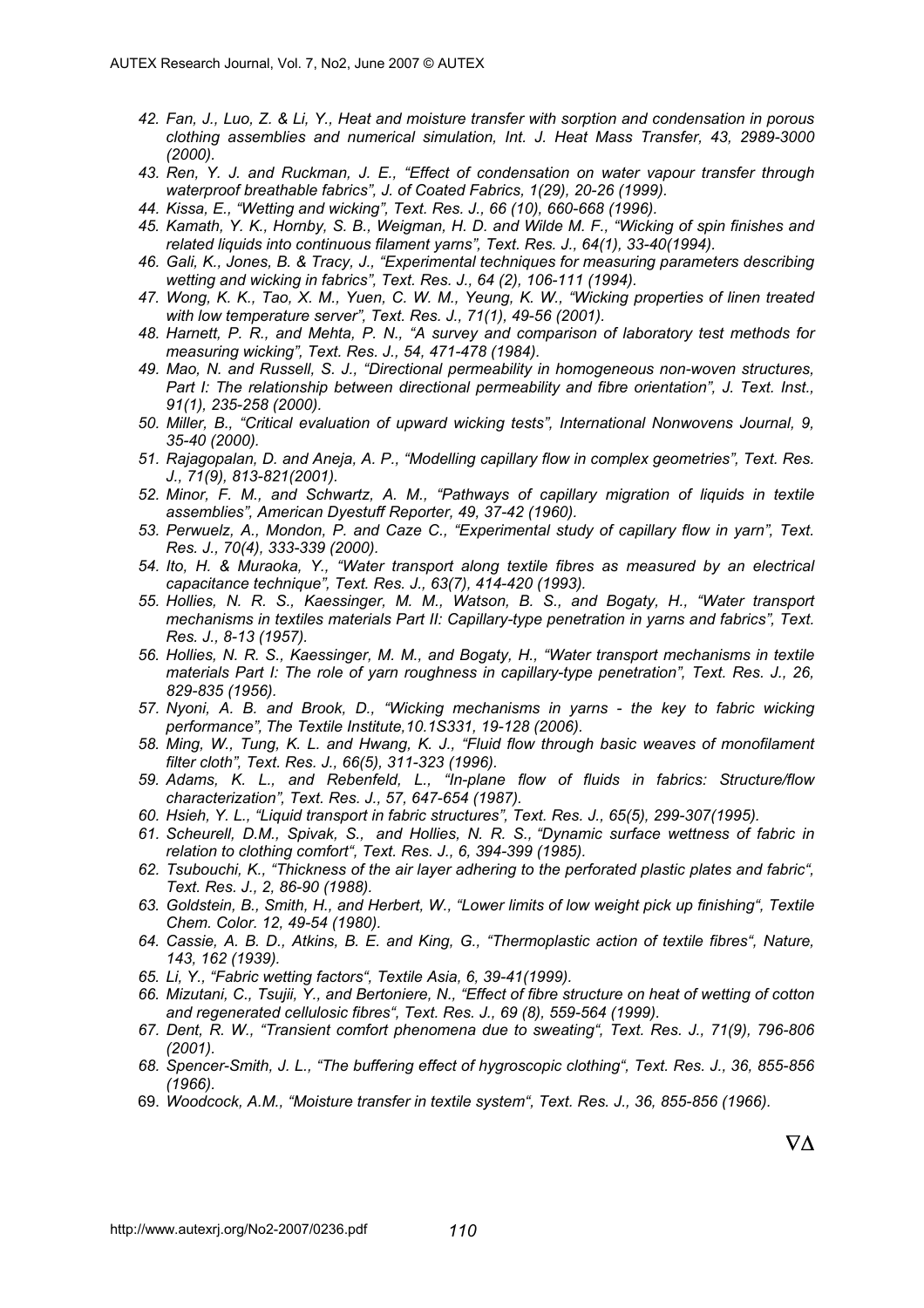42. *Fan, J., Luo, Z. & Li, Y., Heat and moisture transfer with sorption and condensation in porous clothing assemblies and numerical simulation, Int. J. Heat Mass Transfer, 43, 2989-3000 (2000).*
43. *Ren, Y. J. and Ruckman, J. E., "Effect of condensation on water vapour transfer through waterproof breathable fabrics", J. of Coated Fabrics, 1(29), 20-26 (1999).*
44. *Kissa, E., "Wetting and wicking", Text. Res. J., 66 (10), 660-668 (1996).*
45. *Kamath, Y. K., Hornby, S. B., Weigman, H. D. and Wilde M. F., "Wicking of spin finishes and related liquids into continuous filament yarns", Text. Res. J., 64(1), 33-40(1994).*
46. *Gali, K., Jones, B. & Tracy, J., "Experimental techniques for measuring parameters describing wetting and wicking in fabrics", Text. Res. J., 64 (2), 106-111 (1994).*
47. *Wong, K. K., Tao, X. M., Yuen, C. W. M., Yeung, K. W., "Wicking properties of linen treated with low temperature server", Text. Res. J., 71(1), 49-56 (2001).*
48. *Harnett, P. R., and Mehta, P. N., "A survey and comparison of laboratory test methods for measuring wicking", Text. Res. J., 54, 471-478 (1984).*
49. *Mao, N. and Russell, S. J., "Directional permeability in homogeneous non-woven structures, Part I: The relationship between directional permeability and fibre orientation", J. Text. Inst., 91(1), 235-258 (2000).*
50. *Miller, B., "Critical evaluation of upward wicking tests", International Nonwovens Journal, 9, 35-40 (2000).*
51. *Rajagopalan, D. and Aneja, A. P., "Modelling capillary flow in complex geometries", Text. Res. J., 71(9), 813-821(2001).*
52. *Minor, F. M., and Schwartz, A. M., "Pathways of capillary migration of liquids in textile assemblies", American Dyestuff Reporter, 49, 37-42 (1960).*
53. *Perwuelz, A., Mondon, P. and Caze C., "Experimental study of capillary flow in yarn", Text. Res. J., 70(4), 333-339 (2000).*
54. *Ito, H. & Muraoka, Y., "Water transport along textile fibres as measured by an electrical capacitance technique", Text. Res. J., 63(7), 414-420 (1993).*
55. *Hollies, N. R. S., Kaessinger, M. M., Watson, B. S., and Bogaty, H., "Water transport mechanisms in textiles materials Part II: Capillary-type penetration in yarns and fabrics", Text. Res. J., 8-13 (1957).*
56. *Hollies, N. R. S., Kaessinger, M. M., and Bogaty, H., "Water transport mechanisms in textile materials Part I: The role of yarn roughness in capillary-type penetration", Text. Res. J., 26, 829-835 (1956).*
57. *Nyoni, A. B. and Brook, D., "Wicking mechanisms in yarns - the key to fabric wicking performance", The Textile Institute,10.1S331, 19-128 (2006).*
58. *Ming, W., Tung, K. L. and Hwang, K. J., "Fluid flow through basic weaves of monofilament filter cloth", Text. Res. J., 66(5), 311-323 (1996).*
59. *Adams, K. L., and Rebenfeld, L., "In-plane flow of fluids in fabrics: Structure/flow characterization", Text. Res. J., 57, 647-654 (1987).*
60. *Hsieh, Y. L., "Liquid transport in fabric structures", Text. Res. J., 65(5), 299-307(1995).*
61. *Scheurell, D.M., Spivak, S., and Hollies, N. R. S., "Dynamic surface wettness of fabric in relation to clothing comfort", Text. Res. J., 6, 394-399 (1985).*
62. *Tsubouchi, K., "Thickness of the air layer adhering to the perforated plastic plates and fabric", Text. Res. J., 2, 86-90 (1988).*
63. *Goldstein, B., Smith, H., and Herbert, W., "Lower limits of low weight pick up finishing", Textile Chem. Color. 12, 49-54 (1980).*
64. *Cassie, A. B. D., Atkins, B. E. and King, G., "Thermoplastic action of textile fibres", Nature, 143, 162 (1939).*
65. *Li, Y., "Fabric wetting factors", Textile Asia, 6, 39-41(1999).*
66. *Mizutani, C., Tsujii, Y., and Bertoniere, N., "Effect of fibre structure on heat of wetting of cotton and regenerated cellulosic fibres", Text. Res. J., 69 (8), 559-564 (1999).*
67. *Dent, R. W., "Transient comfort phenomena due to sweating", Text. Res. J., 71(9), 796-806 (2001).*
68. *Spencer-Smith, J. L., "The buffering effect of hygroscopic clothing", Text. Res. J., 36, 855-856 (1966).*
69. *Woodcock, A.M., "Moisture transfer in textile system", Text. Res. J., 36, 855-856 (1966).*

∇∆